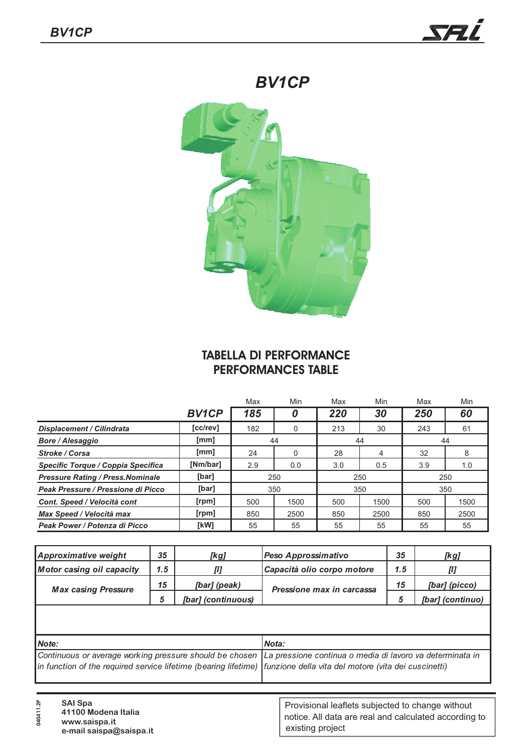# BV1CP

## TABELLA DI PERFORMANCE
## PERFORMANCES TABLE

| | | Max | Min | Max | Min | Max | Min |
|---|---|---|---|---|---|---|---|
| | **BV1CP** | **185** | **0** | **220** | **30** | **250** | **60** |
| ***Displacement / Cilindrata*** | [cc/rev] | 182 | 0 | 213 | 30 | 243 | 61 |
| ***Bore / Alesaggio*** | [mm] | 44 | | 44 | | 44 | |
| ***Stroke / Corsa*** | [mm] | 24 | 0 | 28 | 4 | 32 | 8 |
| ***Specific Torque / Coppia Specifica*** | [Nm/bar] | 2.9 | 0.0 | 3.0 | 0.5 | 3.9 | 1.0 |
| ***Pressure Rating / Press.Nominale*** | [bar] | 250 | | 250 | | 250 | |
| ***Peak Pressure / Pressione di Picco*** | [bar] | 350 | | 350 | | 350 | |
| ***Cont. Speed / Velocità cont*** | [rpm] | 500 | 1500 | 500 | 1500 | 500 | 1500 |
| ***Max Speed / Velocità max*** | [rpm] | 850 | 2500 | 850 | 2500 | 850 | 2500 |
| ***Peak Power / Potenza di Picco*** | [kW] | 55 | 55 | 55 | 55 | 55 | 55 |

| | | | | | |
|---|---|---|---|---|---|
| ***Approximative weight*** | ***35*** | ***[kg]*** | ***Peso Approssimativo*** | ***35*** | ***[kg]*** |
| ***Motor casing oil capacity*** | ***1.5*** | ***[l]*** | ***Capacità olio corpo motore*** | ***1.5*** | ***[l]*** |
| ***Max casing Pressure*** | ***15*** | ***[bar] (peak)*** | ***Pressione max in carcassa*** | ***15*** | ***[bar] (picco)*** |
| | ***5*** | ***[bar] (continuous)*** | | ***5*** | ***[bar] (continuo)*** |

***Note:***
*Continuous or average working pressure should be chosen in function of the required service lifetime (bearing lifetime)*

***Nota:***
*La pressione continua o media di lavoro va determinata in funzione della vita del motore (vita dei cuscinetti)*

040411.2P

**SAI Spa**
**41100 Modena Italia**
**www.saispa.it**
**e-mail saispa@saispa.it**

Provisional leaflets subjected to change without notice. All data are real and calculated according to existing project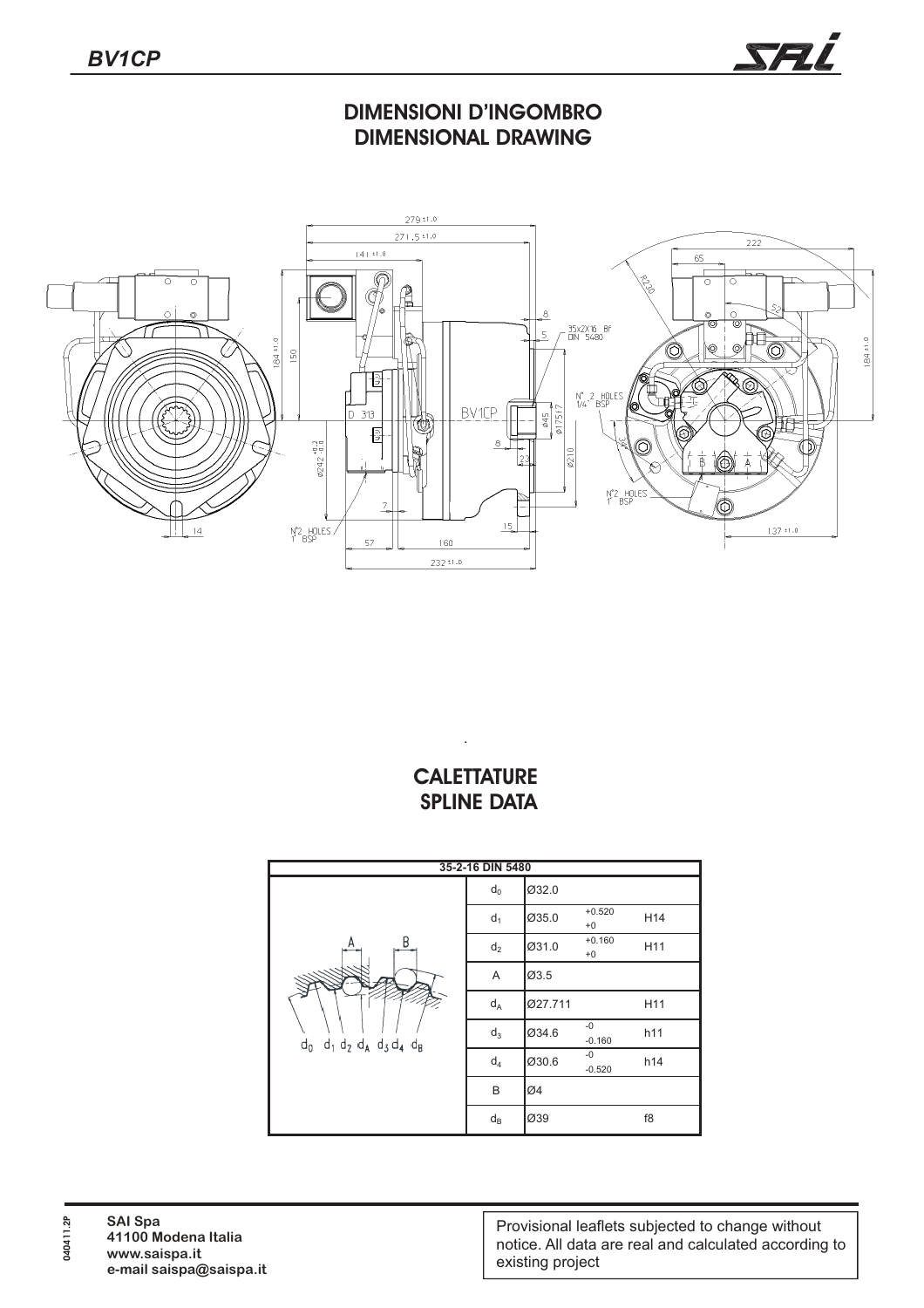# DIMENSIONI D'INGOMBRO
# DIMENSIONAL DRAWING

# CALETTATURE
# SPLINE DATA

| 35-2-16 DIN 5480 | | | | |
|---|---|---|---|---|
| | $d_0$ | Ø32.0 | | |
| | $d_1$ | Ø35.0 | +0.520 / +0 | H14 |
| | $d_2$ | Ø31.0 | +0.160 / +0 | H11 |
| | A | Ø3.5 | | |
| | $d_A$ | Ø27.711 | | H11 |
| | $d_3$ | Ø34.6 | -0 / -0.160 | h11 |
| | $d_4$ | Ø30.6 | -0 / -0.520 | h14 |
| | B | Ø4 | | |
| | $d_B$ | Ø39 | | f8 |

040411.2P

**SAI Spa**
**41100 Modena Italia**
**www.saispa.it**
**e-mail saispa@saispa.it**

Provisional leaflets subjected to change without notice. All data are real and calculated according to existing project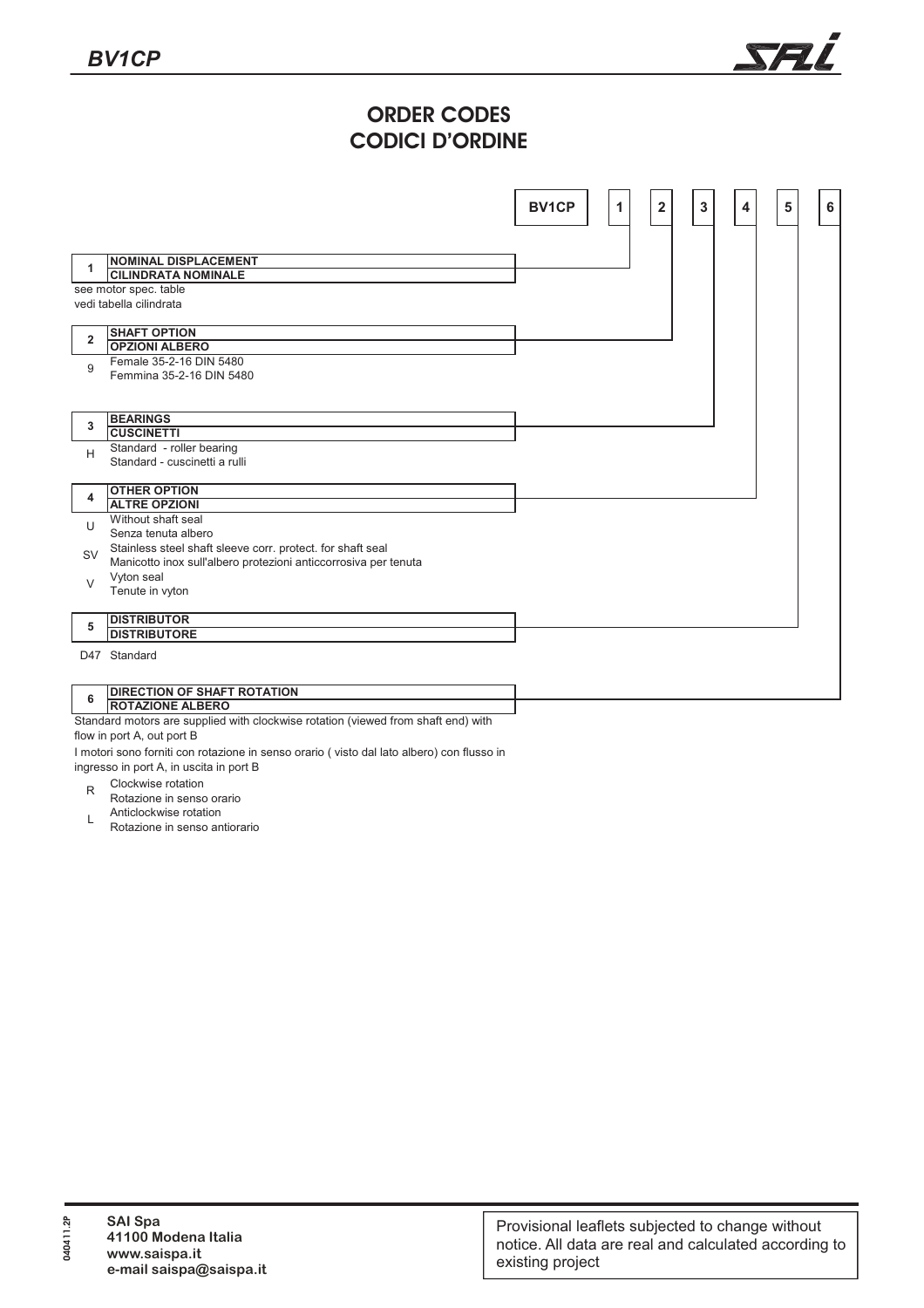# ORDER CODES
# CODICI D'ORDINE

| BV1CP | 1 | 2 | 3 | 4 | 5 | 6 |
|---|---|---|---|---|---|---|

**1 — NOMINAL DISPLACEMENT / CILINDRATA NOMINALE**

see motor spec. table
vedi tabella cilindrata

**2 — SHAFT OPTION / OPZIONI ALBERO**

| | |
|---|---|
| 9 | Female 35-2-16 DIN 5480<br>Femmina 35-2-16 DIN 5480 |

**3 — BEARINGS / CUSCINETTI**

| | |
|---|---|
| H | Standard - roller bearing<br>Standard - cuscinetti a rulli |

**4 — OTHER OPTION / ALTRE OPZIONI**

| | |
|---|---|
| U | Without shaft seal<br>Senza tenuta albero |
| SV | Stainless steel shaft sleeve corr. protect. for shaft seal<br>Manicotto inox sull'albero protezioni anticcorrosiva per tenuta |
| V | Vyton seal<br>Tenute in vyton |

**5 — DISTRIBUTOR / DISTRIBUTORE**

| | |
|---|---|
| D47 | Standard |

**6 — DIRECTION OF SHAFT ROTATION / ROTAZIONE ALBERO**

Standard motors are supplied with clockwise rotation (viewed from shaft end) with flow in port A, out port B

I motori sono forniti con rotazione in senso orario ( visto dal lato albero) con flusso in ingresso in port A, in uscita in port B

| | |
|---|---|
| R | Clockwise rotation<br>Rotazione in senso orario |
| L | Anticlockwise rotation<br>Rotazione in senso antiorario |

**SAI Spa**
**41100 Modena Italia**
**www.saispa.it**
**e-mail saispa@saispa.it**

040411.2P

Provisional leaflets subjected to change without notice. All data are real and calculated according to existing project